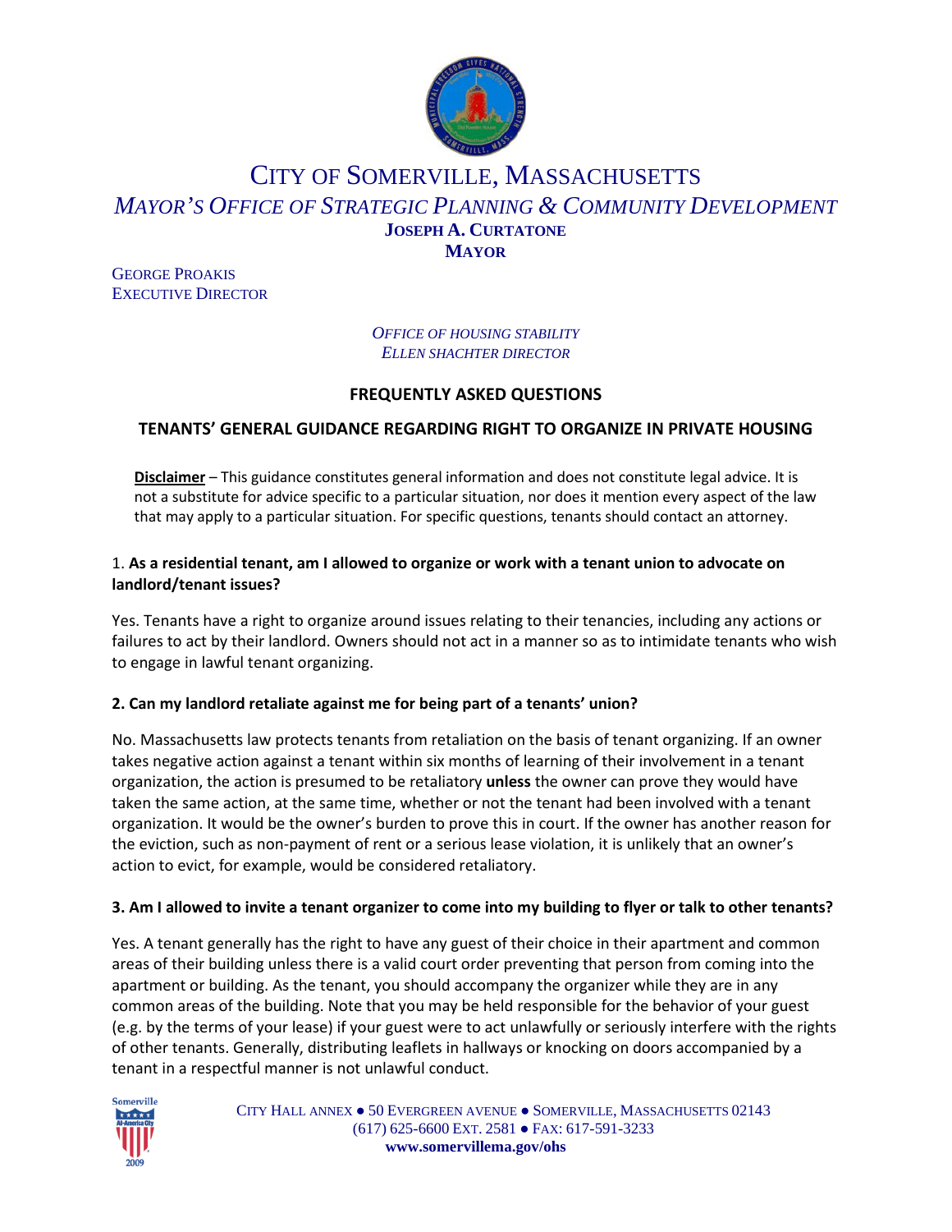# CITY OF SOMERVILLE, MASSACHUSETTS

## *MAYOR'S OFFICE OF STRATEGIC PLANNING & COMMUNITY DEVELOPMENT*

**JOSEPH A. CURTATONE**
**MAYOR**

GEORGE PROAKIS
EXECUTIVE DIRECTOR

*OFFICE OF HOUSING STABILITY*
*ELLEN SHACHTER DIRECTOR*

## FREQUENTLY ASKED QUESTIONS

## TENANTS' GENERAL GUIDANCE REGARDING RIGHT TO ORGANIZE IN PRIVATE HOUSING

**Disclaimer** – This guidance constitutes general information and does not constitute legal advice. It is not a substitute for advice specific to a particular situation, nor does it mention every aspect of the law that may apply to a particular situation. For specific questions, tenants should contact an attorney.

1. **As a residential tenant, am I allowed to organize or work with a tenant union to advocate on landlord/tenant issues?**

Yes. Tenants have a right to organize around issues relating to their tenancies, including any actions or failures to act by their landlord. Owners should not act in a manner so as to intimidate tenants who wish to engage in lawful tenant organizing.

**2. Can my landlord retaliate against me for being part of a tenants' union?**

No. Massachusetts law protects tenants from retaliation on the basis of tenant organizing. If an owner takes negative action against a tenant within six months of learning of their involvement in a tenant organization, the action is presumed to be retaliatory **unless** the owner can prove they would have taken the same action, at the same time, whether or not the tenant had been involved with a tenant organization. It would be the owner's burden to prove this in court. If the owner has another reason for the eviction, such as non-payment of rent or a serious lease violation, it is unlikely that an owner's action to evict, for example, would be considered retaliatory.

**3. Am I allowed to invite a tenant organizer to come into my building to flyer or talk to other tenants?**

Yes. A tenant generally has the right to have any guest of their choice in their apartment and common areas of their building unless there is a valid court order preventing that person from coming into the apartment or building. As the tenant, you should accompany the organizer while they are in any common areas of the building. Note that you may be held responsible for the behavior of your guest (e.g. by the terms of your lease) if your guest were to act unlawfully or seriously interfere with the rights of other tenants. Generally, distributing leaflets in hallways or knocking on doors accompanied by a tenant in a respectful manner is not unlawful conduct.

CITY HALL ANNEX ● 50 EVERGREEN AVENUE ● SOMERVILLE, MASSACHUSETTS 02143
(617) 625-6600 EXT. 2581 ● FAX: 617-591-3233
**www.somervillema.gov/ohs**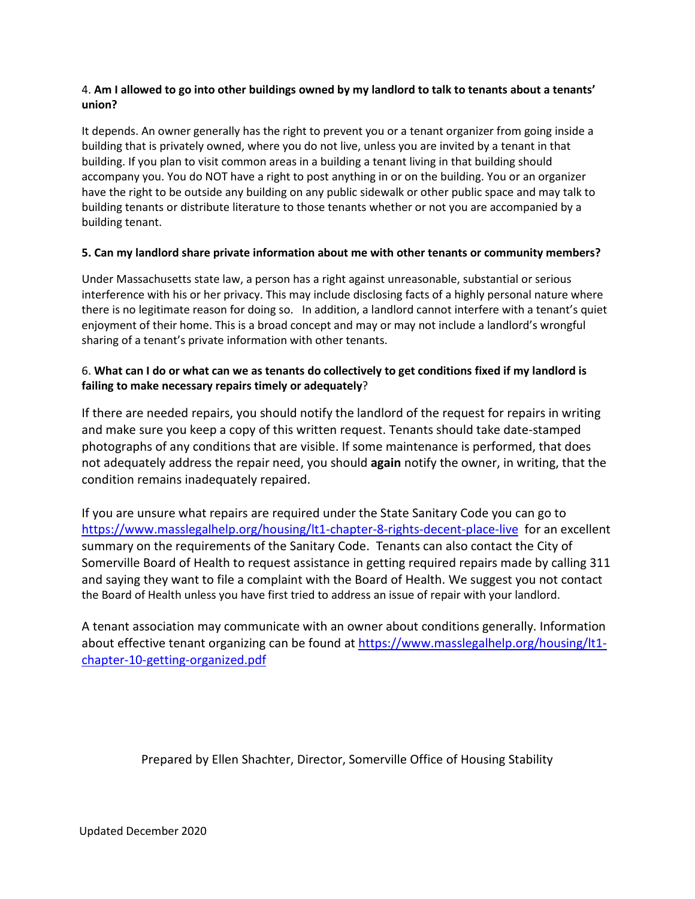4. **Am I allowed to go into other buildings owned by my landlord to talk to tenants about a tenants' union?**

It depends. An owner generally has the right to prevent you or a tenant organizer from going inside a building that is privately owned, where you do not live, unless you are invited by a tenant in that building. If you plan to visit common areas in a building a tenant living in that building should accompany you. You do NOT have a right to post anything in or on the building. You or an organizer have the right to be outside any building on any public sidewalk or other public space and may talk to building tenants or distribute literature to those tenants whether or not you are accompanied by a building tenant.

**5. Can my landlord share private information about me with other tenants or community members?**

Under Massachusetts state law, a person has a right against unreasonable, substantial or serious interference with his or her privacy. This may include disclosing facts of a highly personal nature where there is no legitimate reason for doing so. In addition, a landlord cannot interfere with a tenant's quiet enjoyment of their home. This is a broad concept and may or may not include a landlord's wrongful sharing of a tenant's private information with other tenants.

6. **What can I do or what can we as tenants do collectively to get conditions fixed if my landlord is failing to make necessary repairs timely or adequately**?

If there are needed repairs, you should notify the landlord of the request for repairs in writing and make sure you keep a copy of this written request. Tenants should take date-stamped photographs of any conditions that are visible. If some maintenance is performed, that does not adequately address the repair need, you should **again** notify the owner, in writing, that the condition remains inadequately repaired.

If you are unsure what repairs are required under the State Sanitary Code you can go to https://www.masslegalhelp.org/housing/lt1-chapter-8-rights-decent-place-live for an excellent summary on the requirements of the Sanitary Code. Tenants can also contact the City of Somerville Board of Health to request assistance in getting required repairs made by calling 311 and saying they want to file a complaint with the Board of Health. We suggest you not contact the Board of Health unless you have first tried to address an issue of repair with your landlord.

A tenant association may communicate with an owner about conditions generally. Information about effective tenant organizing can be found at https://www.masslegalhelp.org/housing/lt1-chapter-10-getting-organized.pdf

Prepared by Ellen Shachter, Director, Somerville Office of Housing Stability

Updated December 2020